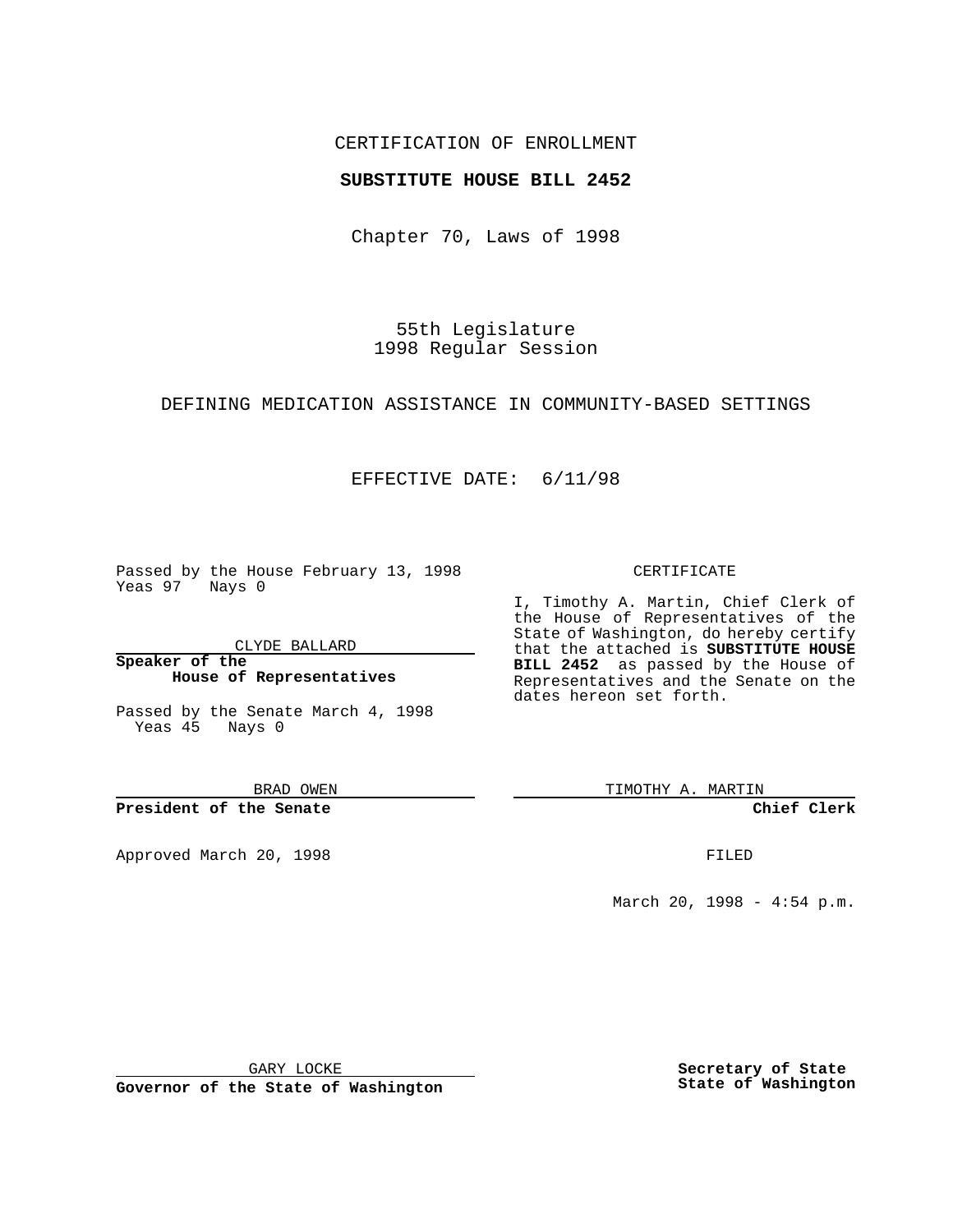CERTIFICATION OF ENROLLMENT

**SUBSTITUTE HOUSE BILL 2452**

Chapter 70, Laws of 1998

55th Legislature
1998 Regular Session

DEFINING MEDICATION ASSISTANCE IN COMMUNITY-BASED SETTINGS

EFFECTIVE DATE: 6/11/98

Passed by the House February 13, 1998
Yeas 97 Nays 0

CLYDE BALLARD

**Speaker of the House of Representatives**

Passed by the Senate March 4, 1998
Yeas 45 Nays 0

BRAD OWEN

**President of the Senate**

Approved March 20, 1998

GARY LOCKE

**Governor of the State of Washington**

CERTIFICATE

I, Timothy A. Martin, Chief Clerk of the House of Representatives of the State of Washington, do hereby certify that the attached is **SUBSTITUTE HOUSE BILL 2452** as passed by the House of Representatives and the Senate on the dates hereon set forth.

TIMOTHY A. MARTIN

**Chief Clerk**

FILED

March 20, 1998 - 4:54 p.m.

**Secretary of State**
**State of Washington**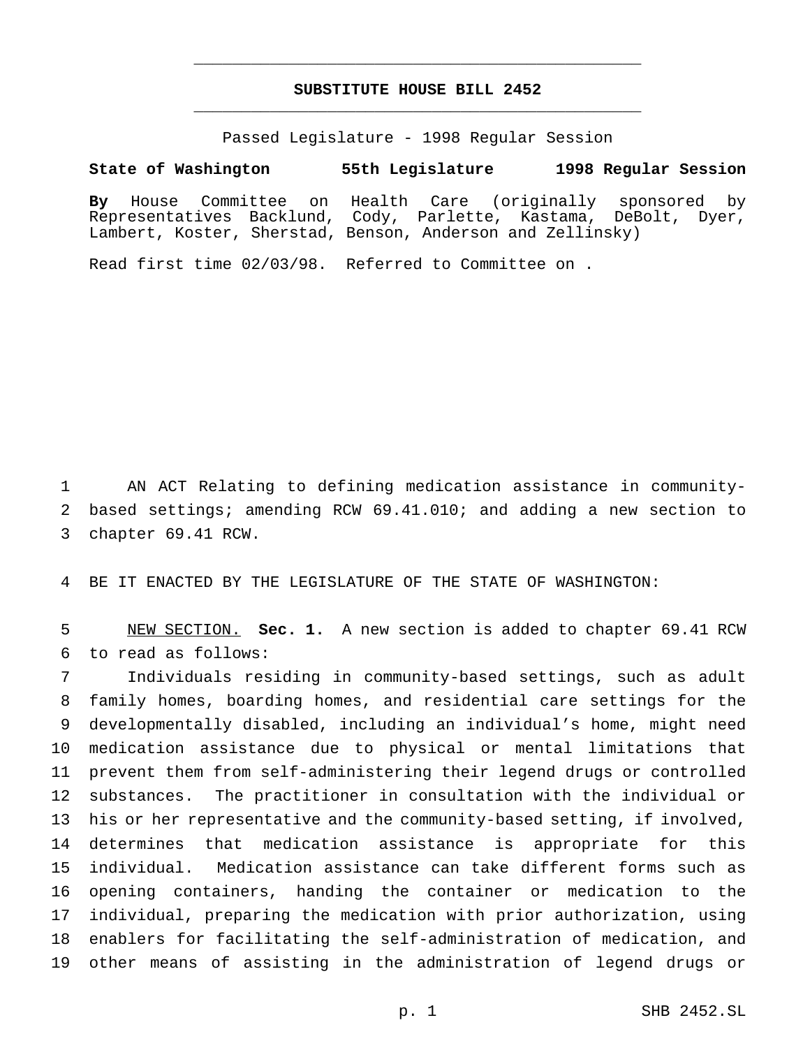# SUBSTITUTE HOUSE BILL 2452

Passed Legislature - 1998 Regular Session

**State of Washington 55th Legislature 1998 Regular Session**

**By** House Committee on Health Care (originally sponsored by Representatives Backlund, Cody, Parlette, Kastama, DeBolt, Dyer, Lambert, Koster, Sherstad, Benson, Anderson and Zellinsky)

Read first time 02/03/98. Referred to Committee on .

AN ACT Relating to defining medication assistance in community-based settings; amending RCW 69.41.010; and adding a new section to chapter 69.41 RCW.

BE IT ENACTED BY THE LEGISLATURE OF THE STATE OF WASHINGTON:

NEW SECTION. **Sec. 1.** A new section is added to chapter 69.41 RCW to read as follows:

Individuals residing in community-based settings, such as adult family homes, boarding homes, and residential care settings for the developmentally disabled, including an individual's home, might need medication assistance due to physical or mental limitations that prevent them from self-administering their legend drugs or controlled substances. The practitioner in consultation with the individual or his or her representative and the community-based setting, if involved, determines that medication assistance is appropriate for this individual. Medication assistance can take different forms such as opening containers, handing the container or medication to the individual, preparing the medication with prior authorization, using enablers for facilitating the self-administration of medication, and other means of assisting in the administration of legend drugs or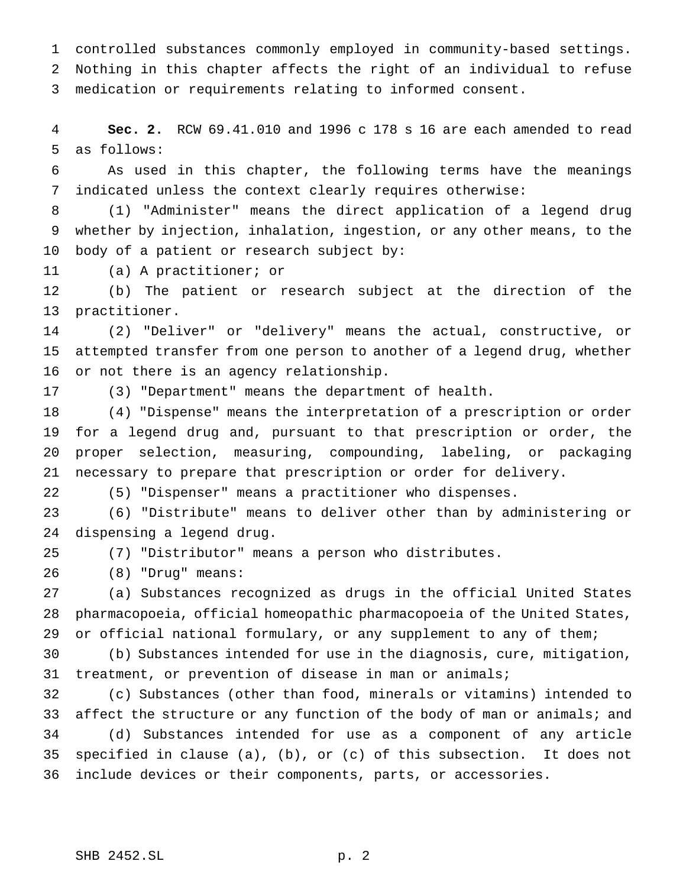controlled substances commonly employed in community-based settings. Nothing in this chapter affects the right of an individual to refuse medication or requirements relating to informed consent.

**Sec. 2.** RCW 69.41.010 and 1996 c 178 s 16 are each amended to read as follows:

As used in this chapter, the following terms have the meanings indicated unless the context clearly requires otherwise:

(1) "Administer" means the direct application of a legend drug whether by injection, inhalation, ingestion, or any other means, to the body of a patient or research subject by:

(a) A practitioner; or

(b) The patient or research subject at the direction of the practitioner.

(2) "Deliver" or "delivery" means the actual, constructive, or attempted transfer from one person to another of a legend drug, whether or not there is an agency relationship.

(3) "Department" means the department of health.

(4) "Dispense" means the interpretation of a prescription or order for a legend drug and, pursuant to that prescription or order, the proper selection, measuring, compounding, labeling, or packaging necessary to prepare that prescription or order for delivery.

(5) "Dispenser" means a practitioner who dispenses.

(6) "Distribute" means to deliver other than by administering or dispensing a legend drug.

(7) "Distributor" means a person who distributes.

(8) "Drug" means:

(a) Substances recognized as drugs in the official United States pharmacopoeia, official homeopathic pharmacopoeia of the United States, or official national formulary, or any supplement to any of them;

(b) Substances intended for use in the diagnosis, cure, mitigation, treatment, or prevention of disease in man or animals;

(c) Substances (other than food, minerals or vitamins) intended to affect the structure or any function of the body of man or animals; and

(d) Substances intended for use as a component of any article specified in clause (a), (b), or (c) of this subsection. It does not include devices or their components, parts, or accessories.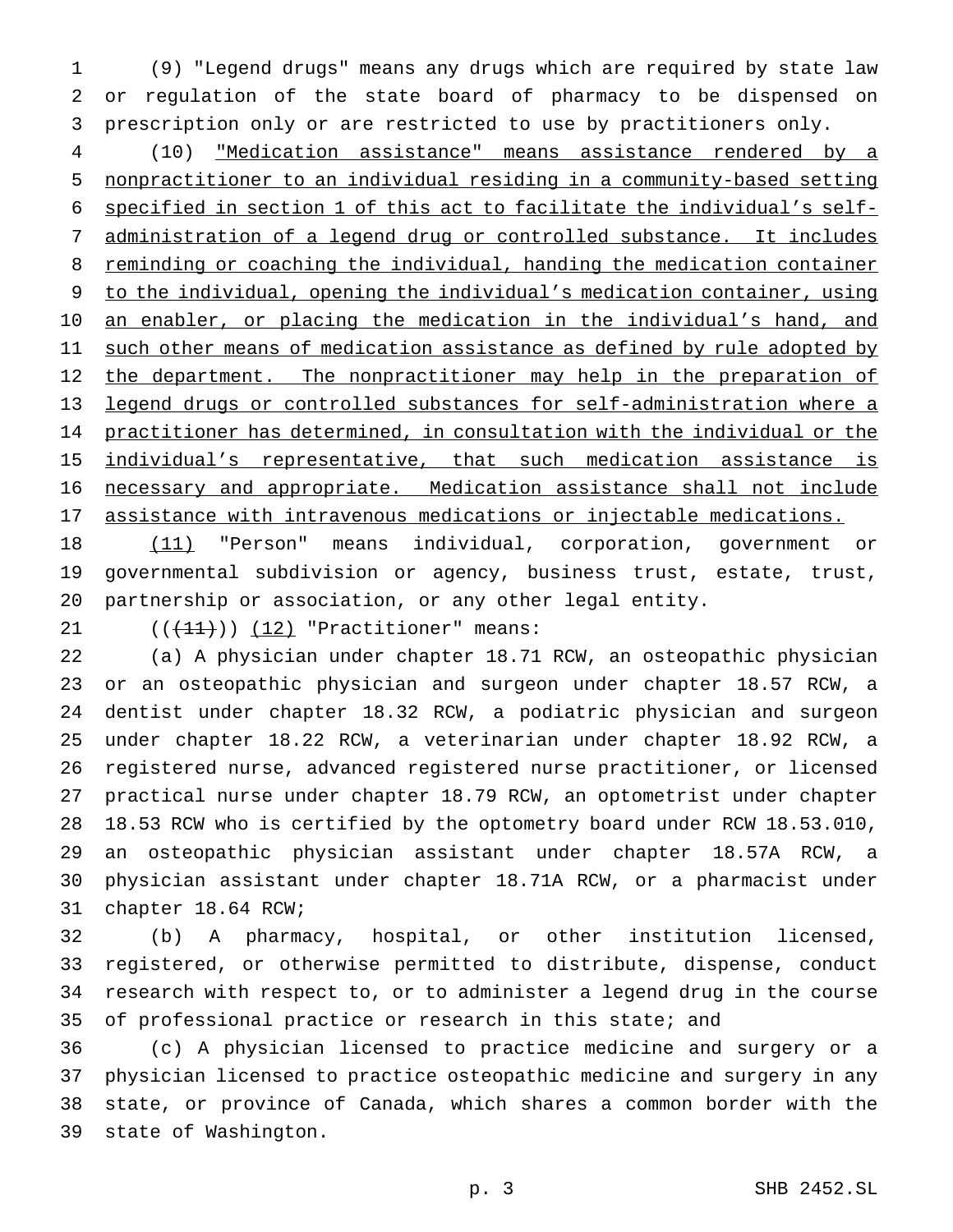(9) "Legend drugs" means any drugs which are required by state law or regulation of the state board of pharmacy to be dispensed on prescription only or are restricted to use by practitioners only.

(10) <u>"Medication assistance" means assistance rendered by a nonpractitioner to an individual residing in a community-based setting specified in section 1 of this act to facilitate the individual's self-administration of a legend drug or controlled substance. It includes reminding or coaching the individual, handing the medication container to the individual, opening the individual's medication container, using an enabler, or placing the medication in the individual's hand, and such other means of medication assistance as defined by rule adopted by the department. The nonpractitioner may help in the preparation of legend drugs or controlled substances for self-administration where a practitioner has determined, in consultation with the individual or the individual's representative, that such medication assistance is necessary and appropriate. Medication assistance shall not include assistance with intravenous medications or injectable medications.</u>

<u>(11)</u> "Person" means individual, corporation, government or governmental subdivision or agency, business trust, estate, trust, partnership or association, or any other legal entity.

((~~(11)~~)) <u>(12)</u> "Practitioner" means:

(a) A physician under chapter 18.71 RCW, an osteopathic physician or an osteopathic physician and surgeon under chapter 18.57 RCW, a dentist under chapter 18.32 RCW, a podiatric physician and surgeon under chapter 18.22 RCW, a veterinarian under chapter 18.92 RCW, a registered nurse, advanced registered nurse practitioner, or licensed practical nurse under chapter 18.79 RCW, an optometrist under chapter 18.53 RCW who is certified by the optometry board under RCW 18.53.010, an osteopathic physician assistant under chapter 18.57A RCW, a physician assistant under chapter 18.71A RCW, or a pharmacist under chapter 18.64 RCW;

(b) A pharmacy, hospital, or other institution licensed, registered, or otherwise permitted to distribute, dispense, conduct research with respect to, or to administer a legend drug in the course of professional practice or research in this state; and

(c) A physician licensed to practice medicine and surgery or a physician licensed to practice osteopathic medicine and surgery in any state, or province of Canada, which shares a common border with the state of Washington.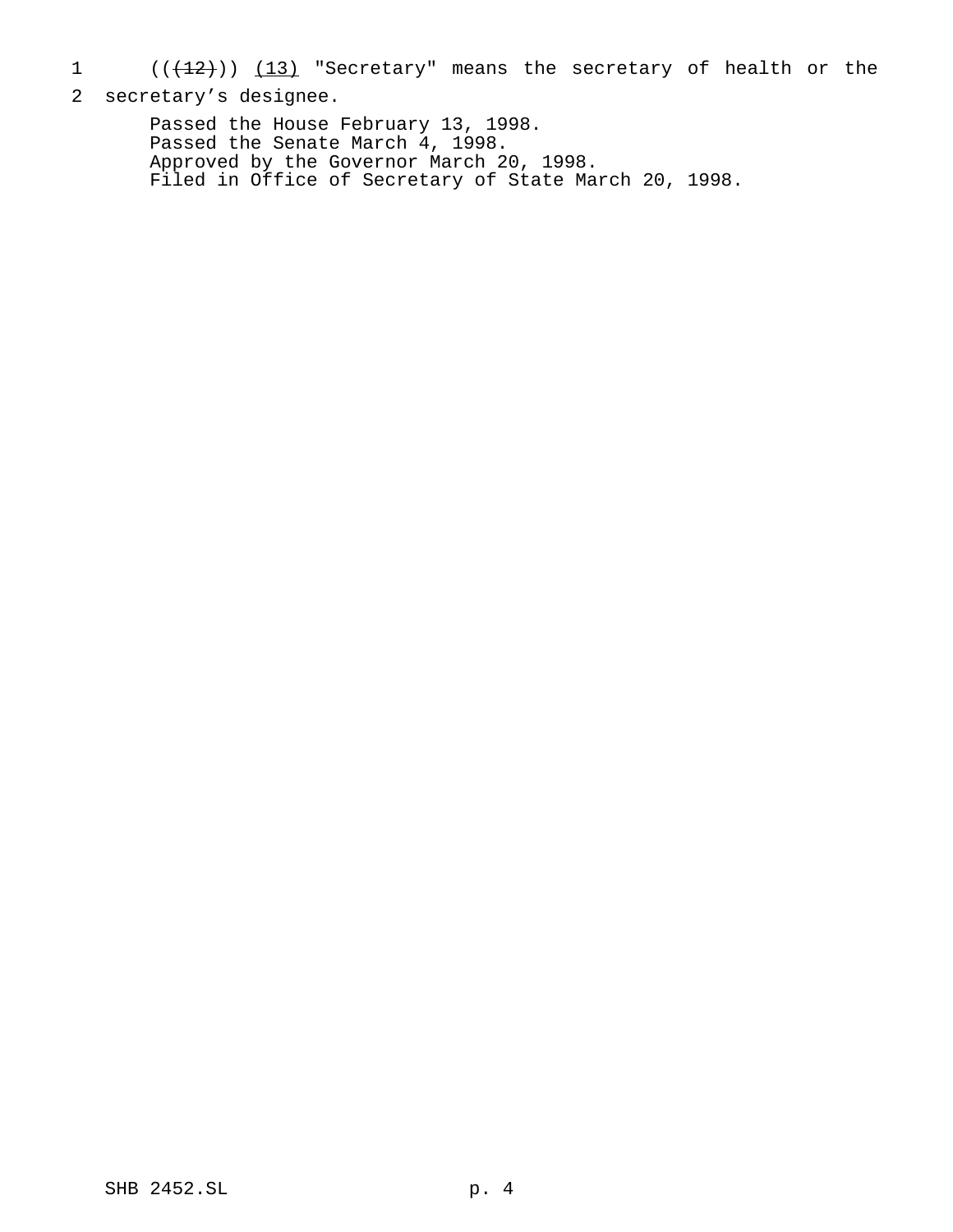((~~(12)~~)) <u>(13)</u> "Secretary" means the secretary of health or the secretary's designee.

Passed the House February 13, 1998.
Passed the Senate March 4, 1998.
Approved by the Governor March 20, 1998.
Filed in Office of Secretary of State March 20, 1998.